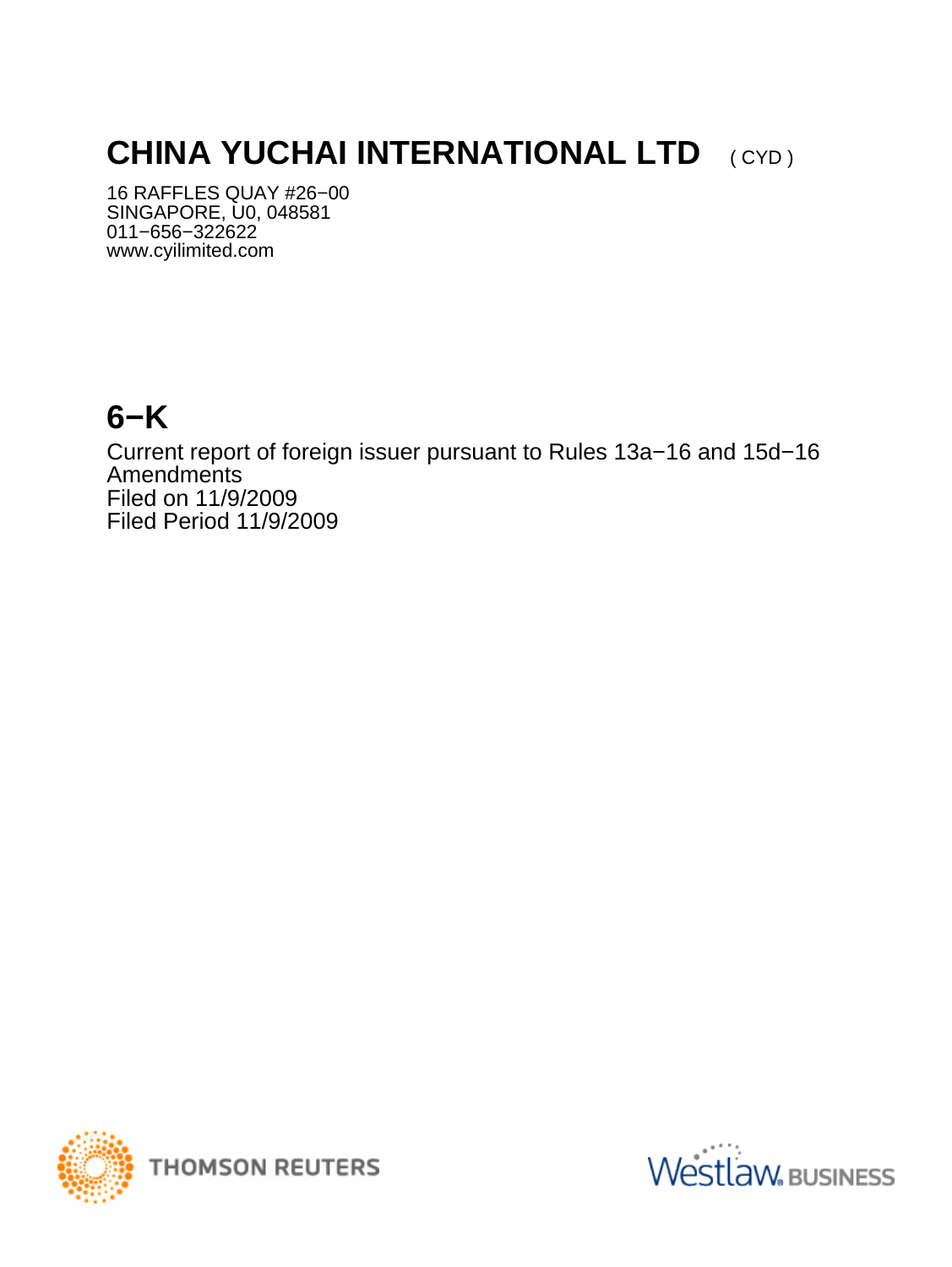# CHINA YUCHAI INTERNATIONAL LTD ( CYD )

16 RAFFLES QUAY #26−00
SINGAPORE, U0, 048581
011−656−322622
www.cyilimited.com

# 6−K

Current report of foreign issuer pursuant to Rules 13a−16 and 15d−16
Amendments
Filed on 11/9/2009
Filed Period 11/9/2009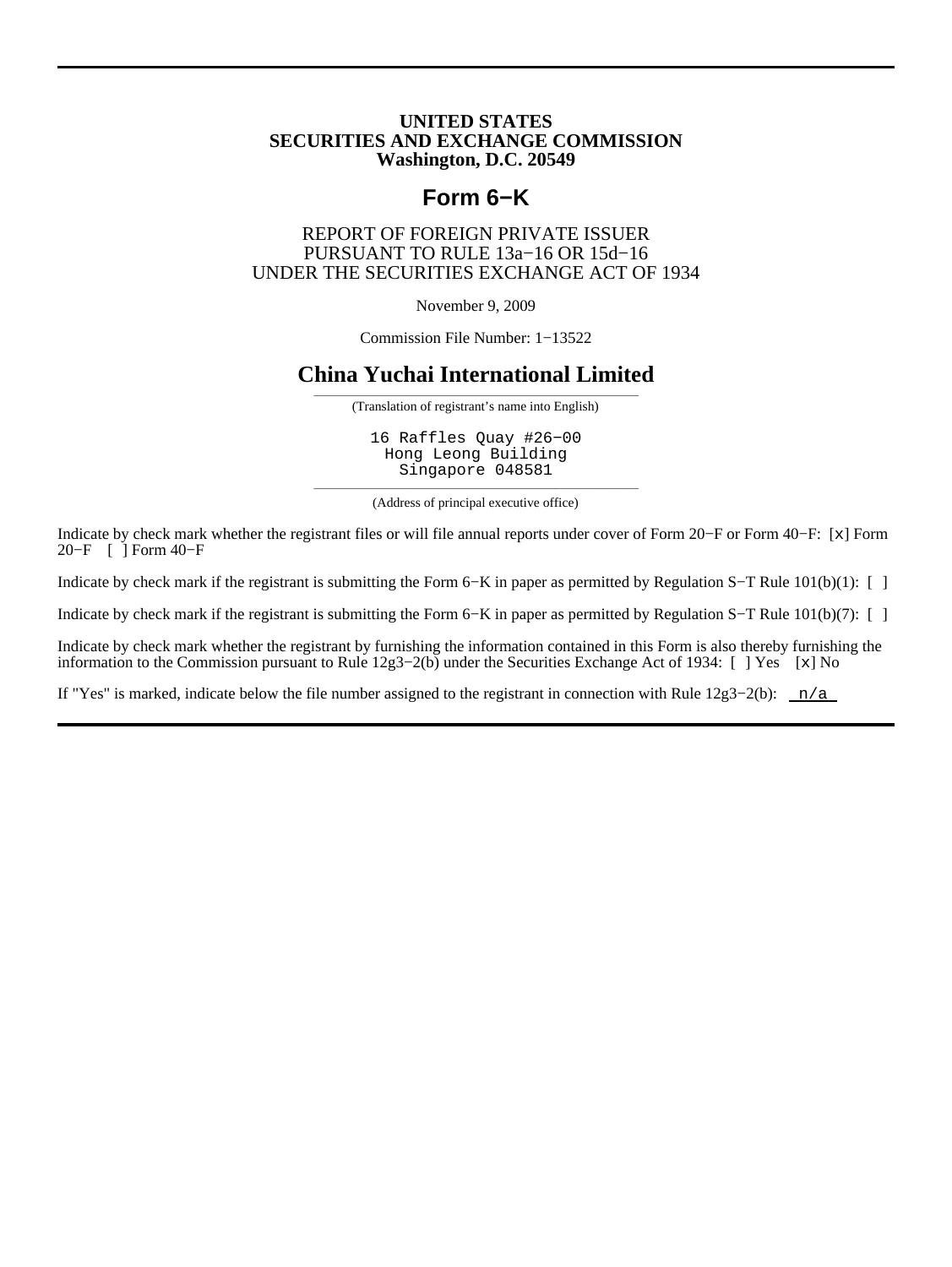**UNITED STATES**
**SECURITIES AND EXCHANGE COMMISSION**
**Washington, D.C. 20549**

# Form 6−K

REPORT OF FOREIGN PRIVATE ISSUER
PURSUANT TO RULE 13a−16 OR 15d−16
UNDER THE SECURITIES EXCHANGE ACT OF 1934

November 9, 2009

Commission File Number: 1−13522

## China Yuchai International Limited

(Translation of registrant's name into English)

16 Raffles Quay #26−00
Hong Leong Building
Singapore 048581

(Address of principal executive office)

Indicate by check mark whether the registrant files or will file annual reports under cover of Form 20−F or Form 40−F: [x] Form 20−F [ ] Form 40−F

Indicate by check mark if the registrant is submitting the Form 6−K in paper as permitted by Regulation S−T Rule 101(b)(1): [ ]

Indicate by check mark if the registrant is submitting the Form 6−K in paper as permitted by Regulation S−T Rule 101(b)(7): [ ]

Indicate by check mark whether the registrant by furnishing the information contained in this Form is also thereby furnishing the information to the Commission pursuant to Rule 12g3−2(b) under the Securities Exchange Act of 1934: [ ] Yes [x] No

If "Yes" is marked, indicate below the file number assigned to the registrant in connection with Rule 12g3−2(b): n/a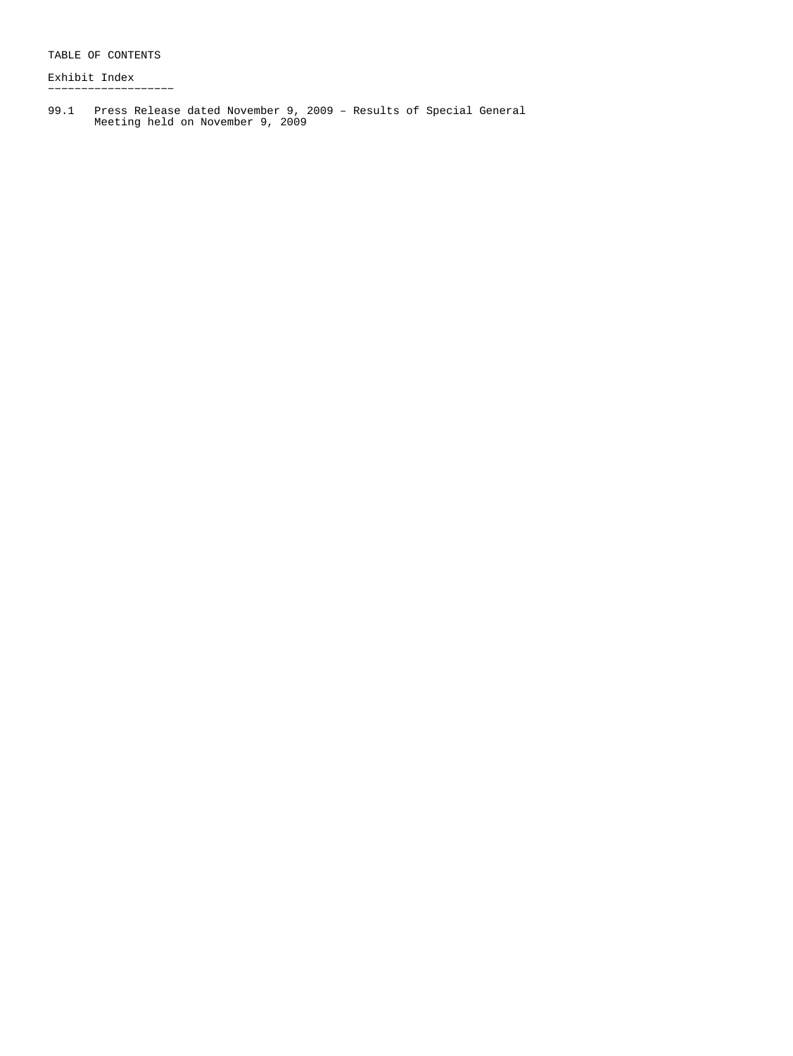TABLE OF CONTENTS

Exhibit Index

| | |
|---|---|
| 99.1 | Press Release dated November 9, 2009 – Results of Special General Meeting held on November 9, 2009 |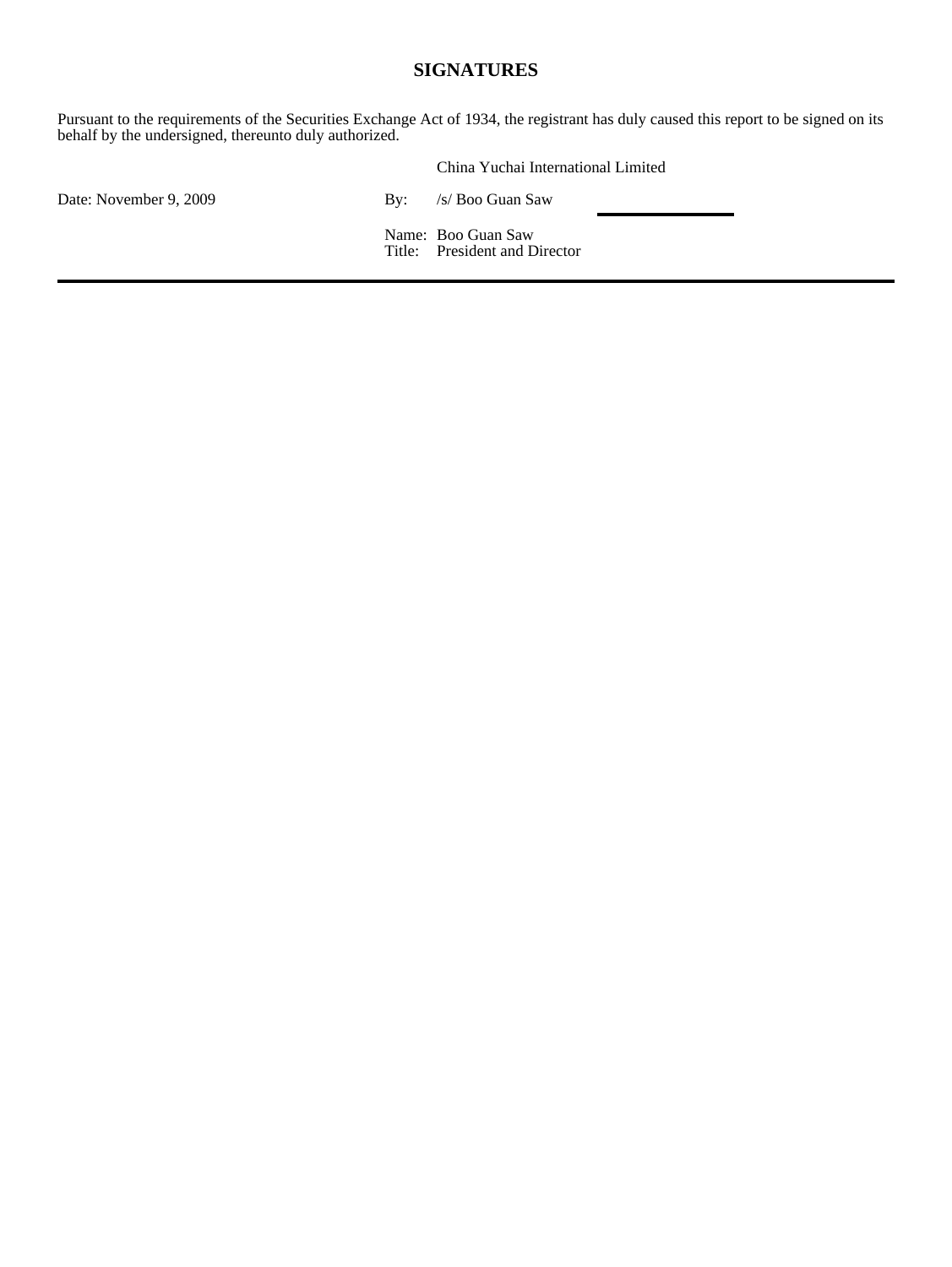## SIGNATURES

Pursuant to the requirements of the Securities Exchange Act of 1934, the registrant has duly caused this report to be signed on its behalf by the undersigned, thereunto duly authorized.

|  |  | China Yuchai International Limited |
| --- | --- | --- |
| Date: November 9, 2009 | By: | /s/ Boo Guan Saw |
|  | Name: | Boo Guan Saw |
|  | Title: | President and Director |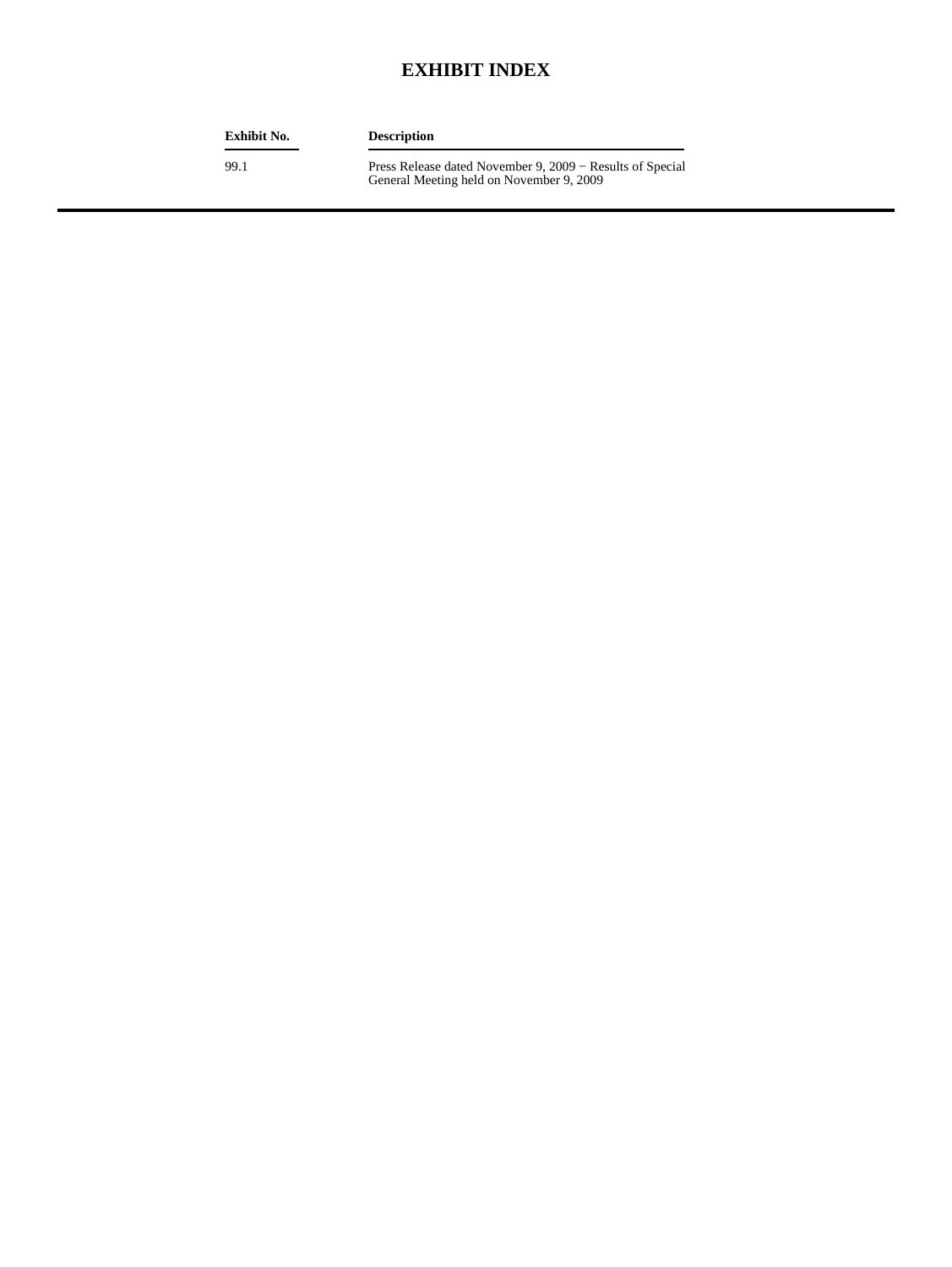# EXHIBIT INDEX

| Exhibit No. | Description |
| --- | --- |
| 99.1 | Press Release dated November 9, 2009 − Results of Special General Meeting held on November 9, 2009 |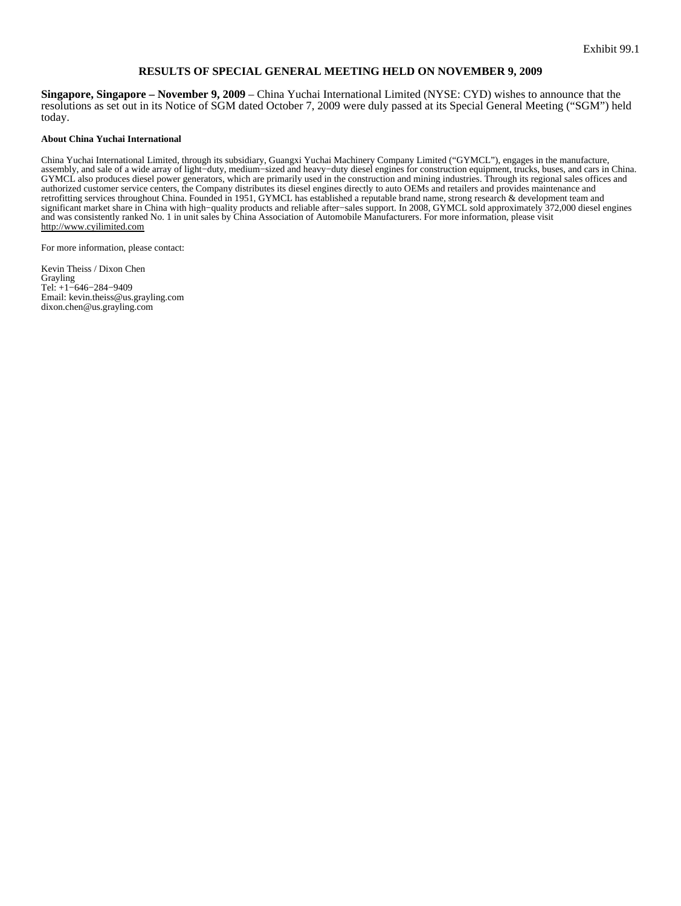Exhibit 99.1

# RESULTS OF SPECIAL GENERAL MEETING HELD ON NOVEMBER 9, 2009

**Singapore, Singapore – November 9, 2009** – China Yuchai International Limited (NYSE: CYD) wishes to announce that the resolutions as set out in its Notice of SGM dated October 7, 2009 were duly passed at its Special General Meeting ("SGM") held today.

**About China Yuchai International**

China Yuchai International Limited, through its subsidiary, Guangxi Yuchai Machinery Company Limited ("GYMCL"), engages in the manufacture, assembly, and sale of a wide array of light−duty, medium−sized and heavy−duty diesel engines for construction equipment, trucks, buses, and cars in China. GYMCL also produces diesel power generators, which are primarily used in the construction and mining industries. Through its regional sales offices and authorized customer service centers, the Company distributes its diesel engines directly to auto OEMs and retailers and provides maintenance and retrofitting services throughout China. Founded in 1951, GYMCL has established a reputable brand name, strong research & development team and significant market share in China with high−quality products and reliable after−sales support. In 2008, GYMCL sold approximately 372,000 diesel engines and was consistently ranked No. 1 in unit sales by China Association of Automobile Manufacturers. For more information, please visit http://www.cyilimited.com

For more information, please contact:

Kevin Theiss / Dixon Chen
Grayling
Tel: +1−646−284−9409
Email: kevin.theiss@us.grayling.com
dixon.chen@us.grayling.com